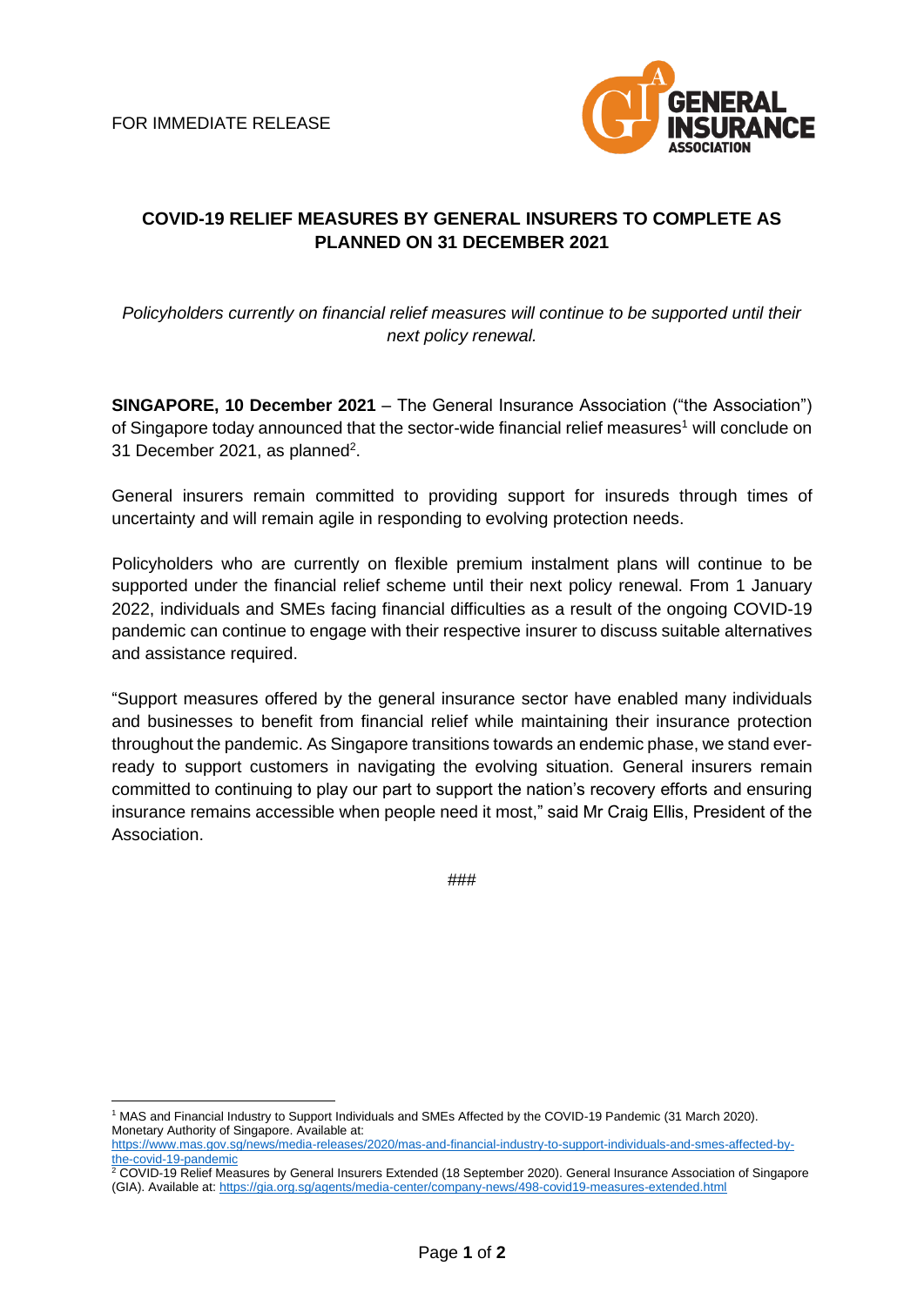FOR IMMEDIATE RELEASE

# COVID-19 RELIEF MEASURES BY GENERAL INSURERS TO COMPLETE AS PLANNED ON 31 DECEMBER 2021

*Policyholders currently on financial relief measures will continue to be supported until their next policy renewal.*

**SINGAPORE, 10 December 2021** – The General Insurance Association ("the Association") of Singapore today announced that the sector-wide financial relief measures[1] will conclude on 31 December 2021, as planned[2].

General insurers remain committed to providing support for insureds through times of uncertainty and will remain agile in responding to evolving protection needs.

Policyholders who are currently on flexible premium instalment plans will continue to be supported under the financial relief scheme until their next policy renewal. From 1 January 2022, individuals and SMEs facing financial difficulties as a result of the ongoing COVID-19 pandemic can continue to engage with their respective insurer to discuss suitable alternatives and assistance required.

"Support measures offered by the general insurance sector have enabled many individuals and businesses to benefit from financial relief while maintaining their insurance protection throughout the pandemic. As Singapore transitions towards an endemic phase, we stand ever-ready to support customers in navigating the evolving situation. General insurers remain committed to continuing to play our part to support the nation's recovery efforts and ensuring insurance remains accessible when people need it most," said Mr Craig Ellis, President of the Association.

###

---

[1] MAS and Financial Industry to Support Individuals and SMEs Affected by the COVID-19 Pandemic (31 March 2020). Monetary Authority of Singapore. Available at: https://www.mas.gov.sg/news/media-releases/2020/mas-and-financial-industry-to-support-individuals-and-smes-affected-by-the-covid-19-pandemic

[2] COVID-19 Relief Measures by General Insurers Extended (18 September 2020). General Insurance Association of Singapore (GIA). Available at: https://gia.org.sg/agents/media-center/company-news/498-covid19-measures-extended.html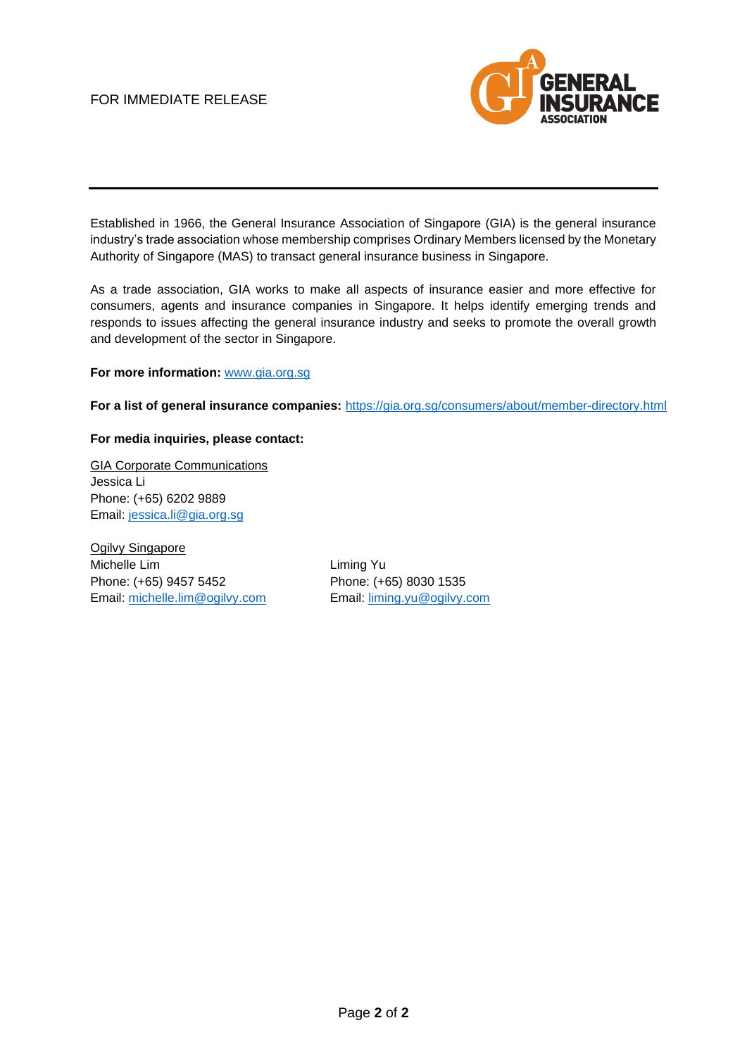FOR IMMEDIATE RELEASE

Established in 1966, the General Insurance Association of Singapore (GIA) is the general insurance industry's trade association whose membership comprises Ordinary Members licensed by the Monetary Authority of Singapore (MAS) to transact general insurance business in Singapore.

As a trade association, GIA works to make all aspects of insurance easier and more effective for consumers, agents and insurance companies in Singapore. It helps identify emerging trends and responds to issues affecting the general insurance industry and seeks to promote the overall growth and development of the sector in Singapore.

**For more information:** [www.gia.org.sg](http://www.gia.org.sg)

**For a list of general insurance companies:** [https://gia.org.sg/consumers/about/member-directory.html](https://gia.org.sg/consumers/about/member-directory.html)

**For media inquiries, please contact:**

GIA Corporate Communications
Jessica Li
Phone: (+65) 6202 9889
Email: [jessica.li@gia.org.sg](mailto:jessica.li@gia.org.sg)

Ogilvy Singapore
Michelle Lim
Phone: (+65) 9457 5452
Email: [michelle.lim@ogilvy.com](mailto:michelle.lim@ogilvy.com)

Liming Yu
Phone: (+65) 8030 1535
Email: [liming.yu@ogilvy.com](mailto:liming.yu@ogilvy.com)